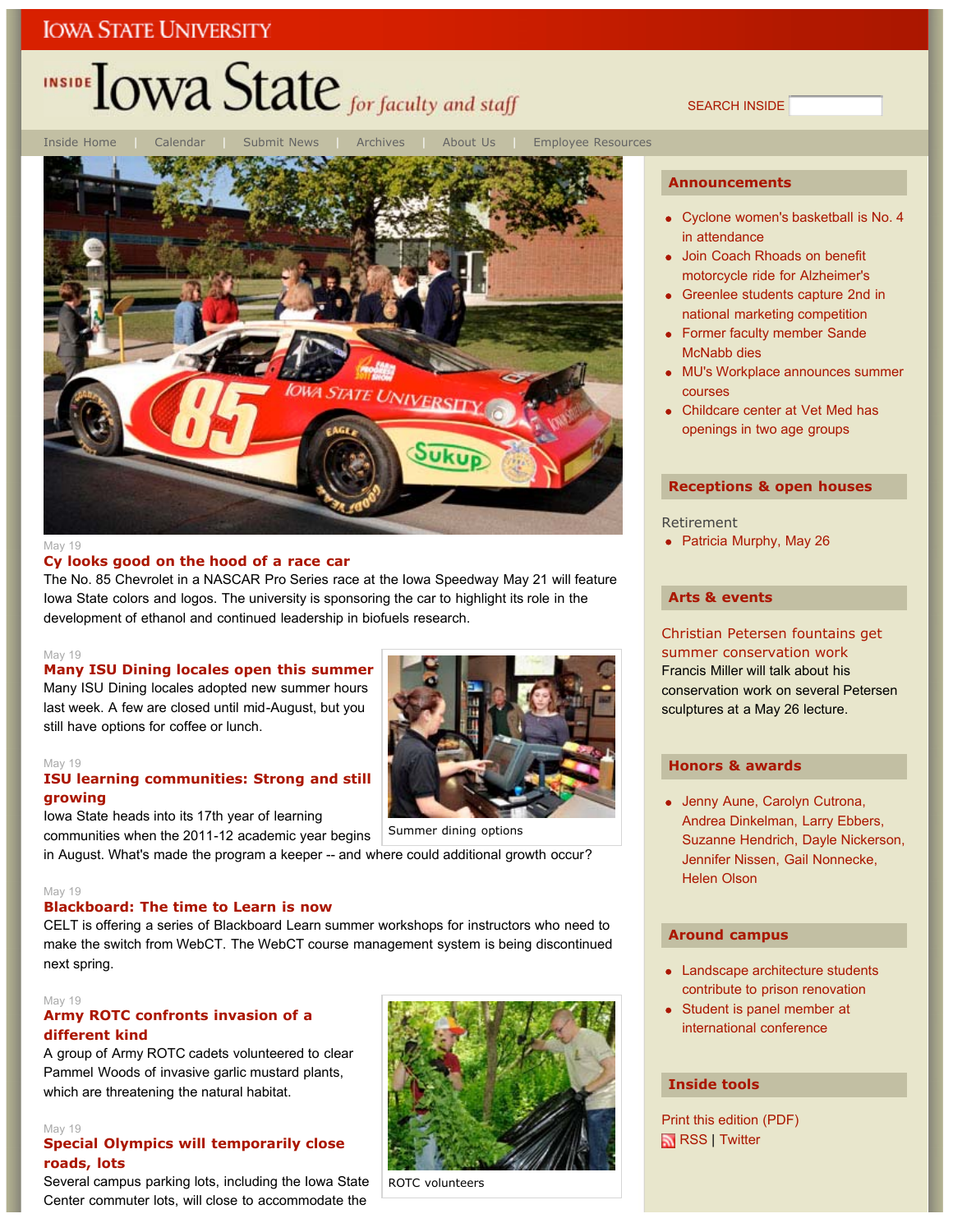IOWA STATE UNIVERSITY

# INSIDE Iowa State *for faculty and staff*

SEARCH INSIDE

Inside Home | Calendar | Submit News | Archives | About Us | Employee Resources

May 19

### Cy looks good on the hood of a race car

The No. 85 Chevrolet in a NASCAR Pro Series race at the Iowa Speedway May 21 will feature Iowa State colors and logos. The university is sponsoring the car to highlight its role in the development of ethanol and continued leadership in biofuels research.

May 19

### Many ISU Dining locales open this summer

Many ISU Dining locales adopted new summer hours last week. A few are closed until mid-August, but you still have options for coffee or lunch.

Summer dining options

May 19

### ISU learning communities: Strong and still growing

Iowa State heads into its 17th year of learning communities when the 2011-12 academic year begins in August. What's made the program a keeper -- and where could additional growth occur?

May 19

### Blackboard: The time to Learn is now

CELT is offering a series of Blackboard Learn summer workshops for instructors who need to make the switch from WebCT. The WebCT course management system is being discontinued next spring.

May 19

### Army ROTC confronts invasion of a different kind

A group of Army ROTC cadets volunteered to clear Pammel Woods of invasive garlic mustard plants, which are threatening the natural habitat.

ROTC volunteers

May 19

### Special Olympics will temporarily close roads, lots

Several campus parking lots, including the Iowa State Center commuter lots, will close to accommodate the

## Announcements

- Cyclone women's basketball is No. 4 in attendance
- Join Coach Rhoads on benefit motorcycle ride for Alzheimer's
- Greenlee students capture 2nd in national marketing competition
- Former faculty member Sande McNabb dies
- MU's Workplace announces summer courses
- Childcare center at Vet Med has openings in two age groups

## Receptions & open houses

Retirement

- Patricia Murphy, May 26

## Arts & events

Christian Petersen fountains get summer conservation work

Francis Miller will talk about his conservation work on several Petersen sculptures at a May 26 lecture.

## Honors & awards

- Jenny Aune, Carolyn Cutrona, Andrea Dinkelman, Larry Ebbers, Suzanne Hendrich, Dayle Nickerson, Jennifer Nissen, Gail Nonnecke, Helen Olson

## Around campus

- Landscape architecture students contribute to prison renovation
- Student is panel member at international conference

## Inside tools

Print this edition (PDF)

RSS | Twitter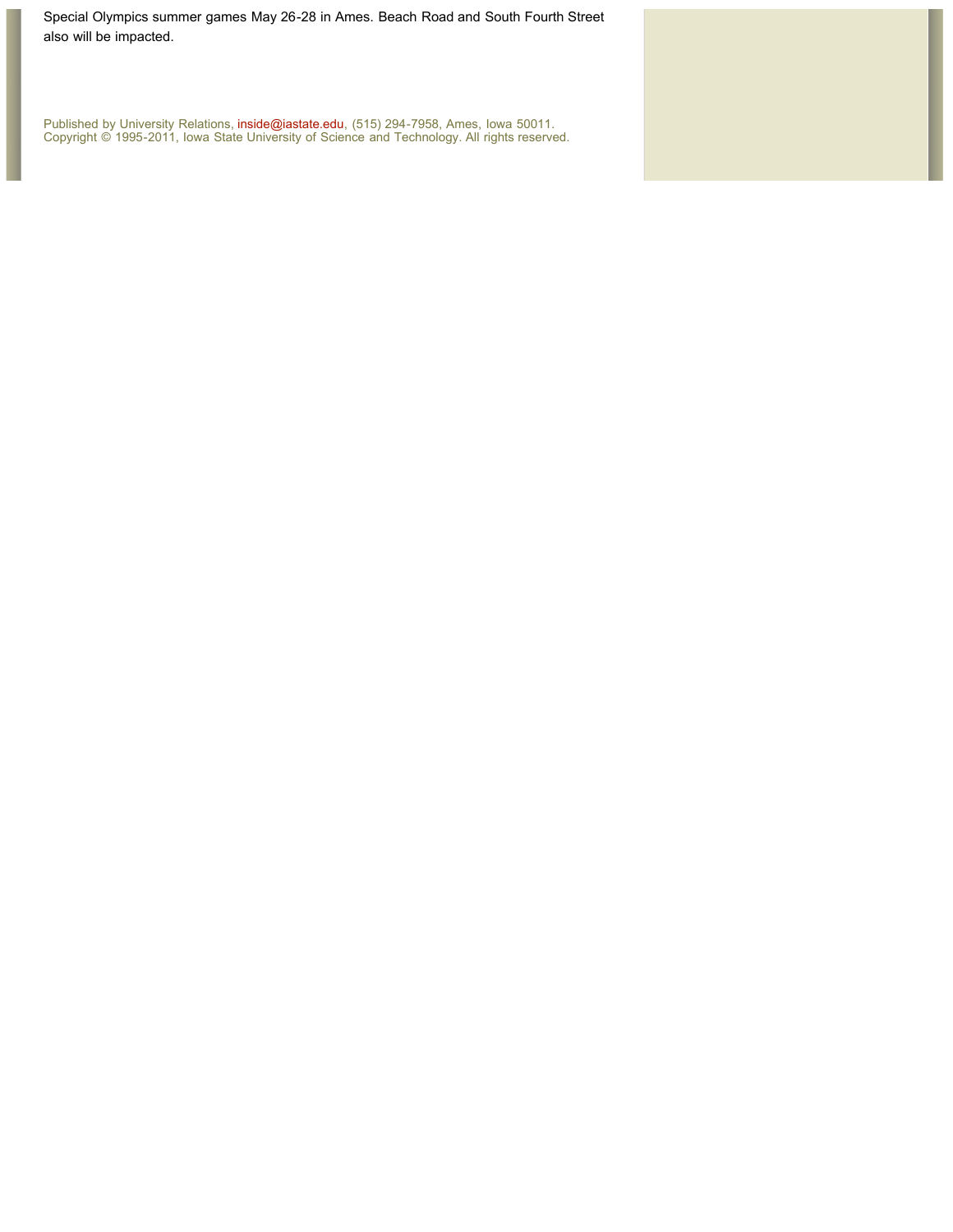Special Olympics summer games May 26-28 in Ames. Beach Road and South Fourth Street also will be impacted.

Published by University Relations, inside@iastate.edu, (515) 294-7958, Ames, Iowa 50011.
Copyright © 1995-2011, Iowa State University of Science and Technology. All rights reserved.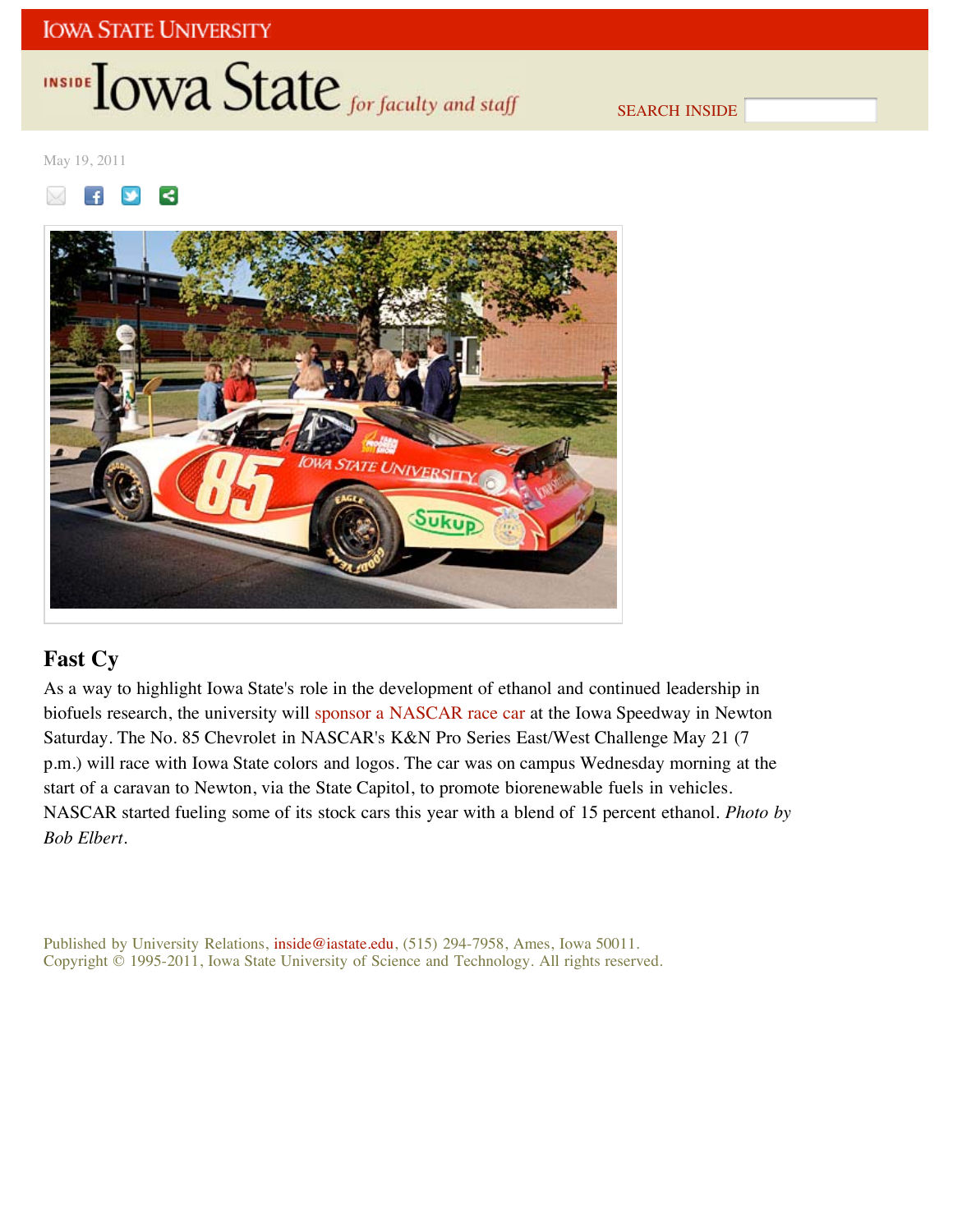Iowa State University

Inside Iowa State *for faculty and staff*

SEARCH INSIDE

May 19, 2011

## Fast Cy

As a way to highlight Iowa State's role in the development of ethanol and continued leadership in biofuels research, the university will sponsor a NASCAR race car at the Iowa Speedway in Newton Saturday. The No. 85 Chevrolet in NASCAR's K&N Pro Series East/West Challenge May 21 (7 p.m.) will race with Iowa State colors and logos. The car was on campus Wednesday morning at the start of a caravan to Newton, via the State Capitol, to promote biorenewable fuels in vehicles. NASCAR started fueling some of its stock cars this year with a blend of 15 percent ethanol. *Photo by Bob Elbert*.

Published by University Relations, inside@iastate.edu, (515) 294-7958, Ames, Iowa 50011.
Copyright © 1995-2011, Iowa State University of Science and Technology. All rights reserved.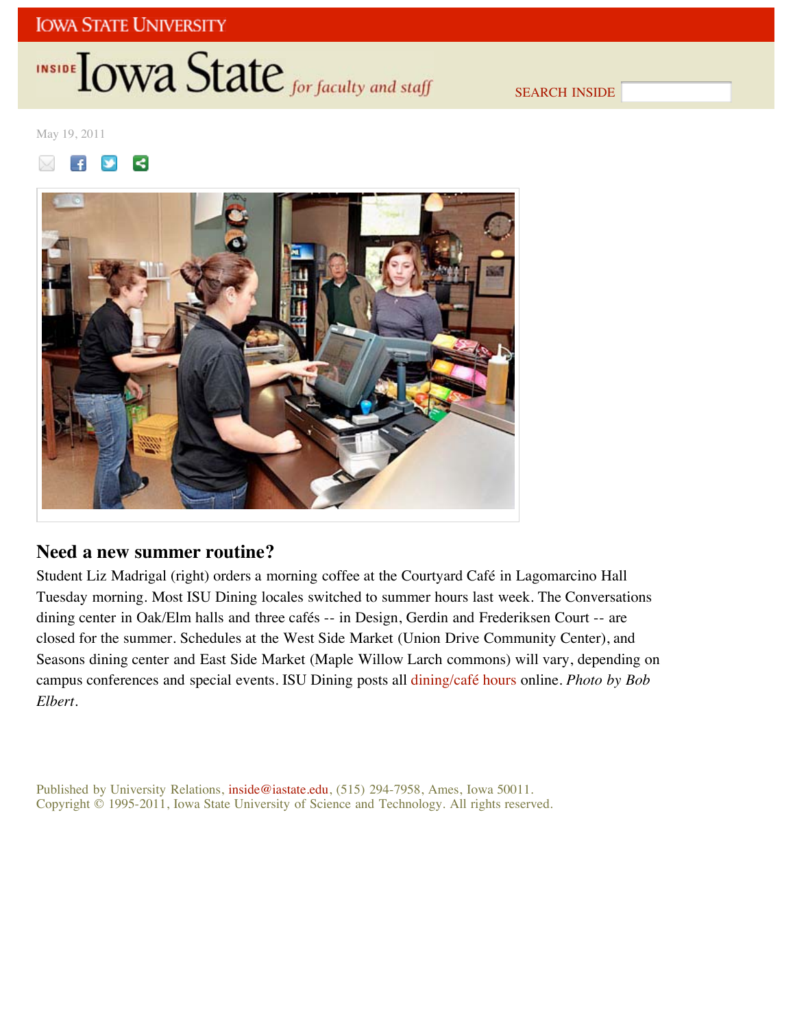IOWA STATE UNIVERSITY

INSIDE Iowa State *for faculty and staff*

SEARCH INSIDE

May 19, 2011

## Need a new summer routine?

Student Liz Madrigal (right) orders a morning coffee at the Courtyard Café in Lagomarcino Hall Tuesday morning. Most ISU Dining locales switched to summer hours last week. The Conversations dining center in Oak/Elm halls and three cafés -- in Design, Gerdin and Frederiksen Court -- are closed for the summer. Schedules at the West Side Market (Union Drive Community Center), and Seasons dining center and East Side Market (Maple Willow Larch commons) will vary, depending on campus conferences and special events. ISU Dining posts all dining/café hours online. *Photo by Bob Elbert*.

Published by University Relations, inside@iastate.edu, (515) 294-7958, Ames, Iowa 50011.
Copyright © 1995-2011, Iowa State University of Science and Technology. All rights reserved.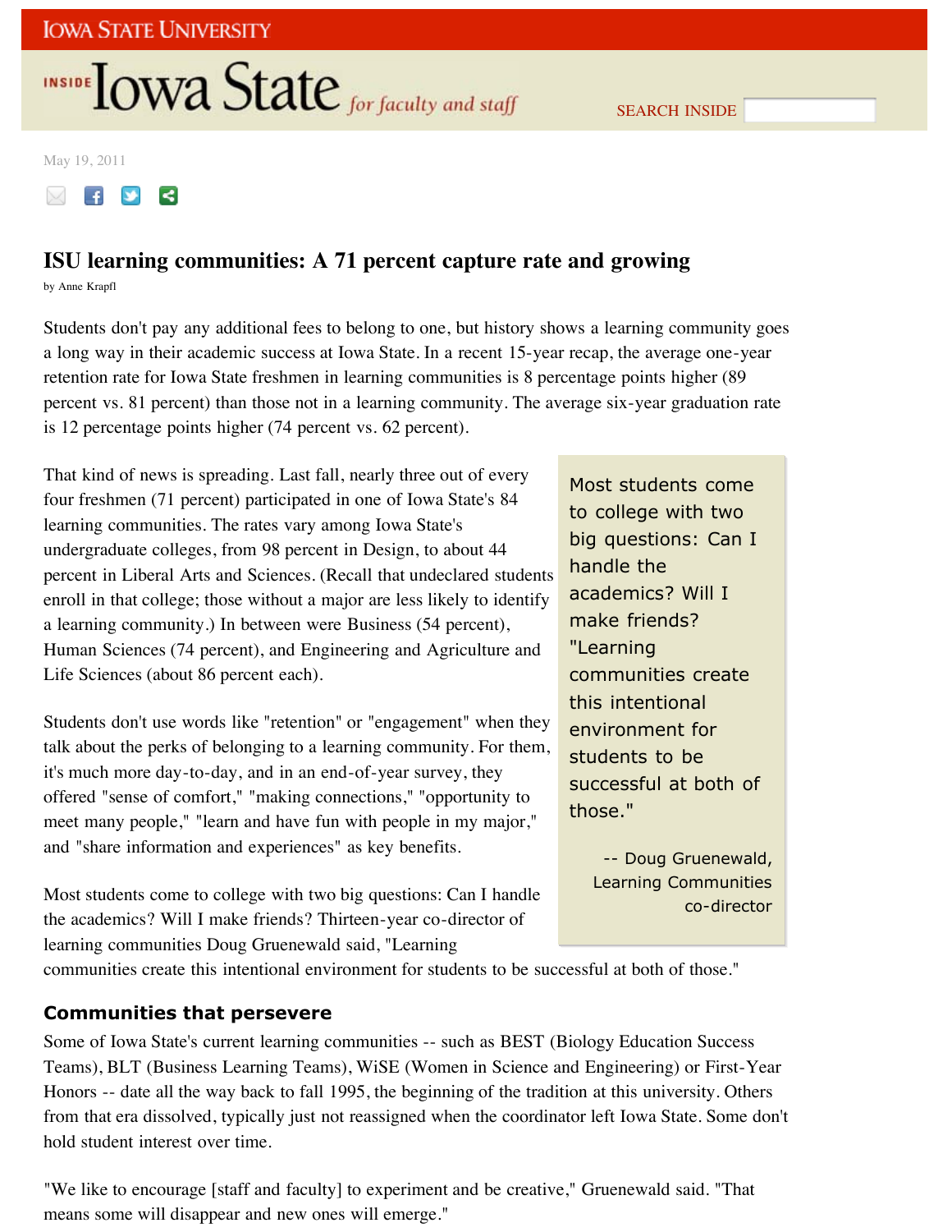May 19, 2011

# ISU learning communities: A 71 percent capture rate and growing

by Anne Krapfl

Students don't pay any additional fees to belong to one, but history shows a learning community goes a long way in their academic success at Iowa State. In a recent 15-year recap, the average one-year retention rate for Iowa State freshmen in learning communities is 8 percentage points higher (89 percent vs. 81 percent) than those not in a learning community. The average six-year graduation rate is 12 percentage points higher (74 percent vs. 62 percent).

That kind of news is spreading. Last fall, nearly three out of every four freshmen (71 percent) participated in one of Iowa State's 84 learning communities. The rates vary among Iowa State's undergraduate colleges, from 98 percent in Design, to about 44 percent in Liberal Arts and Sciences. (Recall that undeclared students enroll in that college; those without a major are less likely to identify a learning community.) In between were Business (54 percent), Human Sciences (74 percent), and Engineering and Agriculture and Life Sciences (about 86 percent each).

> Most students come to college with two big questions: Can I handle the academics? Will I make friends? "Learning communities create this intentional environment for students to be successful at both of those."
>
> -- Doug Gruenewald, Learning Communities co-director

Students don't use words like "retention" or "engagement" when they talk about the perks of belonging to a learning community. For them, it's much more day-to-day, and in an end-of-year survey, they offered "sense of comfort," "making connections," "opportunity to meet many people," "learn and have fun with people in my major," and "share information and experiences" as key benefits.

Most students come to college with two big questions: Can I handle the academics? Will I make friends? Thirteen-year co-director of learning communities Doug Gruenewald said, "Learning communities create this intentional environment for students to be successful at both of those."

## Communities that persevere

Some of Iowa State's current learning communities -- such as BEST (Biology Education Success Teams), BLT (Business Learning Teams), WiSE (Women in Science and Engineering) or First-Year Honors -- date all the way back to fall 1995, the beginning of the tradition at this university. Others from that era dissolved, typically just not reassigned when the coordinator left Iowa State. Some don't hold student interest over time.

"We like to encourage [staff and faculty] to experiment and be creative," Gruenewald said. "That means some will disappear and new ones will emerge."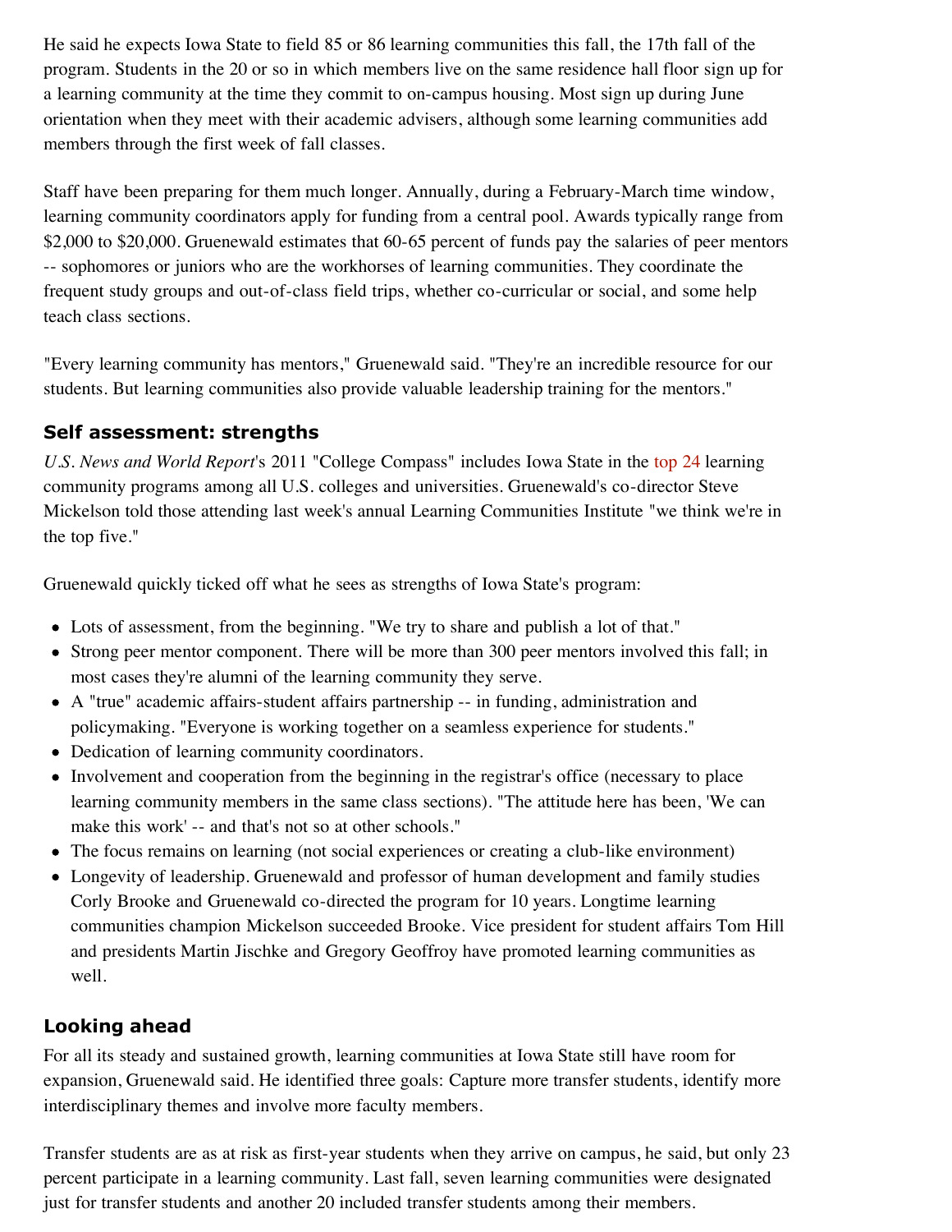He said he expects Iowa State to field 85 or 86 learning communities this fall, the 17th fall of the program. Students in the 20 or so in which members live on the same residence hall floor sign up for a learning community at the time they commit to on-campus housing. Most sign up during June orientation when they meet with their academic advisers, although some learning communities add members through the first week of fall classes.

Staff have been preparing for them much longer. Annually, during a February-March time window, learning community coordinators apply for funding from a central pool. Awards typically range from $2,000 to $20,000. Gruenewald estimates that 60-65 percent of funds pay the salaries of peer mentors -- sophomores or juniors who are the workhorses of learning communities. They coordinate the frequent study groups and out-of-class field trips, whether co-curricular or social, and some help teach class sections.

"Every learning community has mentors," Gruenewald said. "They're an incredible resource for our students. But learning communities also provide valuable leadership training for the mentors."

### Self assessment: strengths

*U.S. News and World Report*'s 2011 "College Compass" includes Iowa State in the top 24 learning community programs among all U.S. colleges and universities. Gruenewald's co-director Steve Mickelson told those attending last week's annual Learning Communities Institute "we think we're in the top five."

Gruenewald quickly ticked off what he sees as strengths of Iowa State's program:

- Lots of assessment, from the beginning. "We try to share and publish a lot of that."
- Strong peer mentor component. There will be more than 300 peer mentors involved this fall; in most cases they're alumni of the learning community they serve.
- A "true" academic affairs-student affairs partnership -- in funding, administration and policymaking. "Everyone is working together on a seamless experience for students."
- Dedication of learning community coordinators.
- Involvement and cooperation from the beginning in the registrar's office (necessary to place learning community members in the same class sections). "The attitude here has been, 'We can make this work' -- and that's not so at other schools."
- The focus remains on learning (not social experiences or creating a club-like environment)
- Longevity of leadership. Gruenewald and professor of human development and family studies Corly Brooke and Gruenewald co-directed the program for 10 years. Longtime learning communities champion Mickelson succeeded Brooke. Vice president for student affairs Tom Hill and presidents Martin Jischke and Gregory Geoffroy have promoted learning communities as well.

### Looking ahead

For all its steady and sustained growth, learning communities at Iowa State still have room for expansion, Gruenewald said. He identified three goals: Capture more transfer students, identify more interdisciplinary themes and involve more faculty members.

Transfer students are as at risk as first-year students when they arrive on campus, he said, but only 23 percent participate in a learning community. Last fall, seven learning communities were designated just for transfer students and another 20 included transfer students among their members.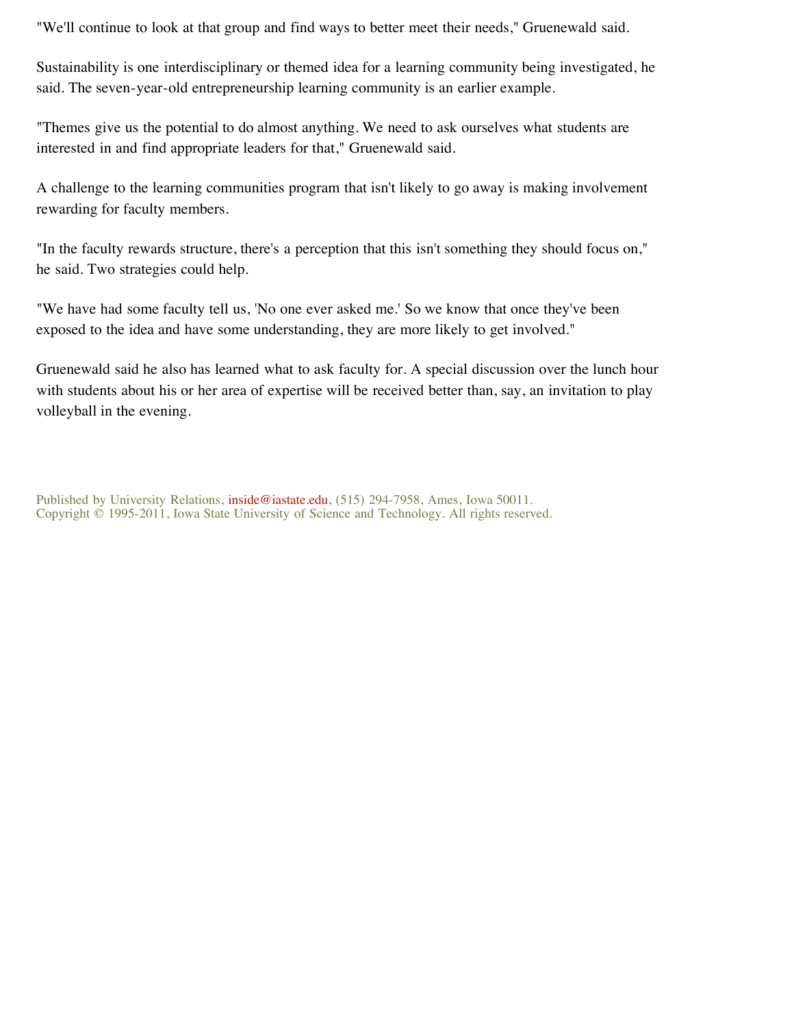"We'll continue to look at that group and find ways to better meet their needs," Gruenewald said.

Sustainability is one interdisciplinary or themed idea for a learning community being investigated, he said. The seven-year-old entrepreneurship learning community is an earlier example.

"Themes give us the potential to do almost anything. We need to ask ourselves what students are interested in and find appropriate leaders for that," Gruenewald said.

A challenge to the learning communities program that isn't likely to go away is making involvement rewarding for faculty members.

"In the faculty rewards structure, there's a perception that this isn't something they should focus on," he said. Two strategies could help.

"We have had some faculty tell us, 'No one ever asked me.' So we know that once they've been exposed to the idea and have some understanding, they are more likely to get involved."

Gruenewald said he also has learned what to ask faculty for. A special discussion over the lunch hour with students about his or her area of expertise will be received better than, say, an invitation to play volleyball in the evening.

Published by University Relations, inside@iastate.edu, (515) 294-7958, Ames, Iowa 50011.
Copyright © 1995-2011, Iowa State University of Science and Technology. All rights reserved.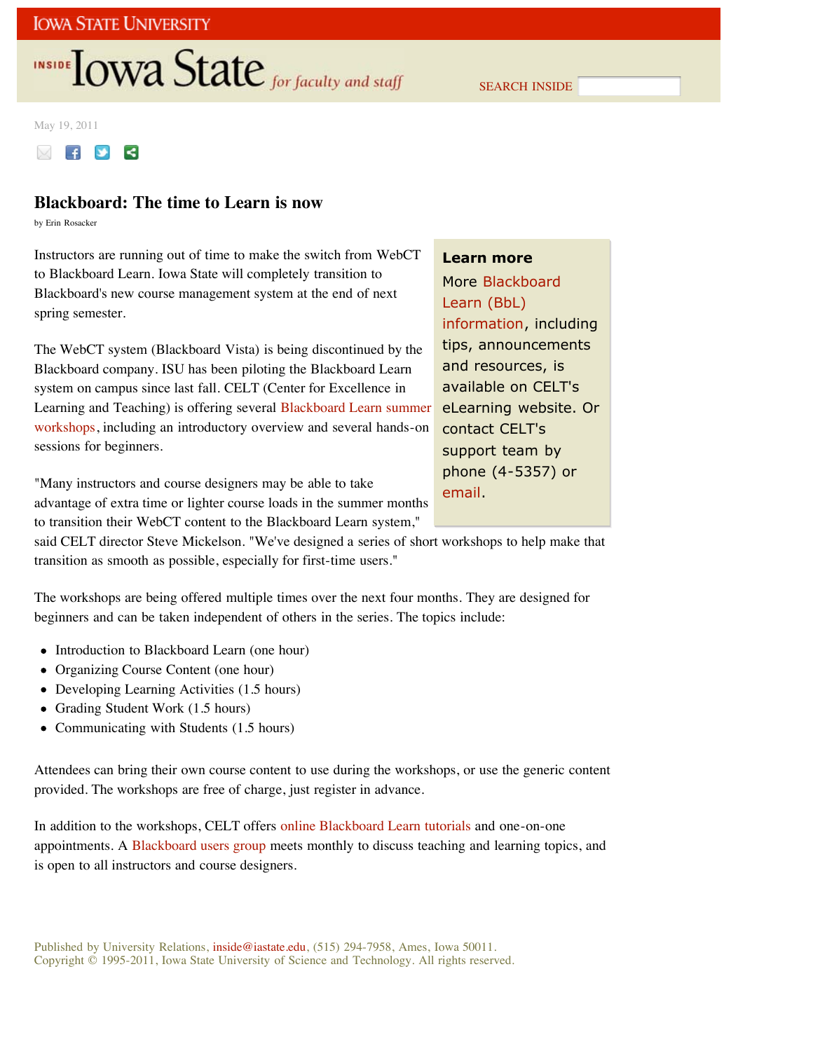May 19, 2011

# Blackboard: The time to Learn is now

by Erin Rosacker

Instructors are running out of time to make the switch from WebCT to Blackboard Learn. Iowa State will completely transition to Blackboard's new course management system at the end of next spring semester.

The WebCT system (Blackboard Vista) is being discontinued by the Blackboard company. ISU has been piloting the Blackboard Learn system on campus since last fall. CELT (Center for Excellence in Learning and Teaching) is offering several Blackboard Learn summer workshops, including an introductory overview and several hands-on sessions for beginners.

"Many instructors and course designers may be able to take advantage of extra time or lighter course loads in the summer months to transition their WebCT content to the Blackboard Learn system," said CELT director Steve Mickelson. "We've designed a series of short workshops to help make that transition as smooth as possible, especially for first-time users."

The workshops are being offered multiple times over the next four months. They are designed for beginners and can be taken independent of others in the series. The topics include:

- Introduction to Blackboard Learn (one hour)
- Organizing Course Content (one hour)
- Developing Learning Activities (1.5 hours)
- Grading Student Work (1.5 hours)
- Communicating with Students (1.5 hours)

Attendees can bring their own course content to use during the workshops, or use the generic content provided. The workshops are free of charge, just register in advance.

In addition to the workshops, CELT offers online Blackboard Learn tutorials and one-on-one appointments. A Blackboard users group meets monthly to discuss teaching and learning topics, and is open to all instructors and course designers.

**Learn more**

More Blackboard Learn (BbL) information, including tips, announcements and resources, is available on CELT's eLearning website. Or contact CELT's support team by phone (4-5357) or email.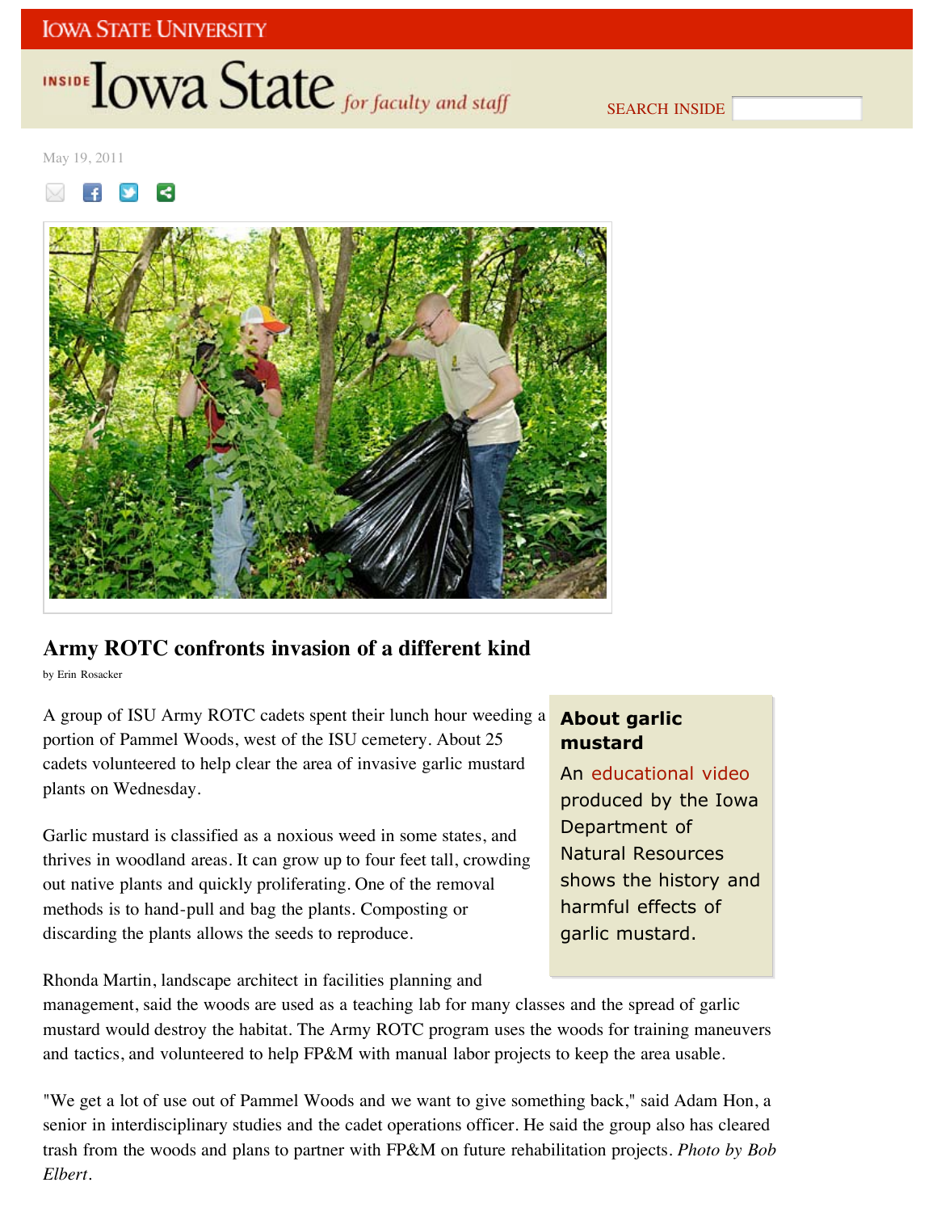May 19, 2011

# Army ROTC confronts invasion of a different kind

by Erin Rosacker

A group of ISU Army ROTC cadets spent their lunch hour weeding a portion of Pammel Woods, west of the ISU cemetery. About 25 cadets volunteered to help clear the area of invasive garlic mustard plants on Wednesday.

Garlic mustard is classified as a noxious weed in some states, and thrives in woodland areas. It can grow up to four feet tall, crowding out native plants and quickly proliferating. One of the removal methods is to hand-pull and bag the plants. Composting or discarding the plants allows the seeds to reproduce.

Rhonda Martin, landscape architect in facilities planning and management, said the woods are used as a teaching lab for many classes and the spread of garlic mustard would destroy the habitat. The Army ROTC program uses the woods for training maneuvers and tactics, and volunteered to help FP&M with manual labor projects to keep the area usable.

"We get a lot of use out of Pammel Woods and we want to give something back," said Adam Hon, a senior in interdisciplinary studies and the cadet operations officer. He said the group also has cleared trash from the woods and plans to partner with FP&M on future rehabilitation projects. *Photo by Bob Elbert.*

**About garlic mustard**

An educational video produced by the Iowa Department of Natural Resources shows the history and harmful effects of garlic mustard.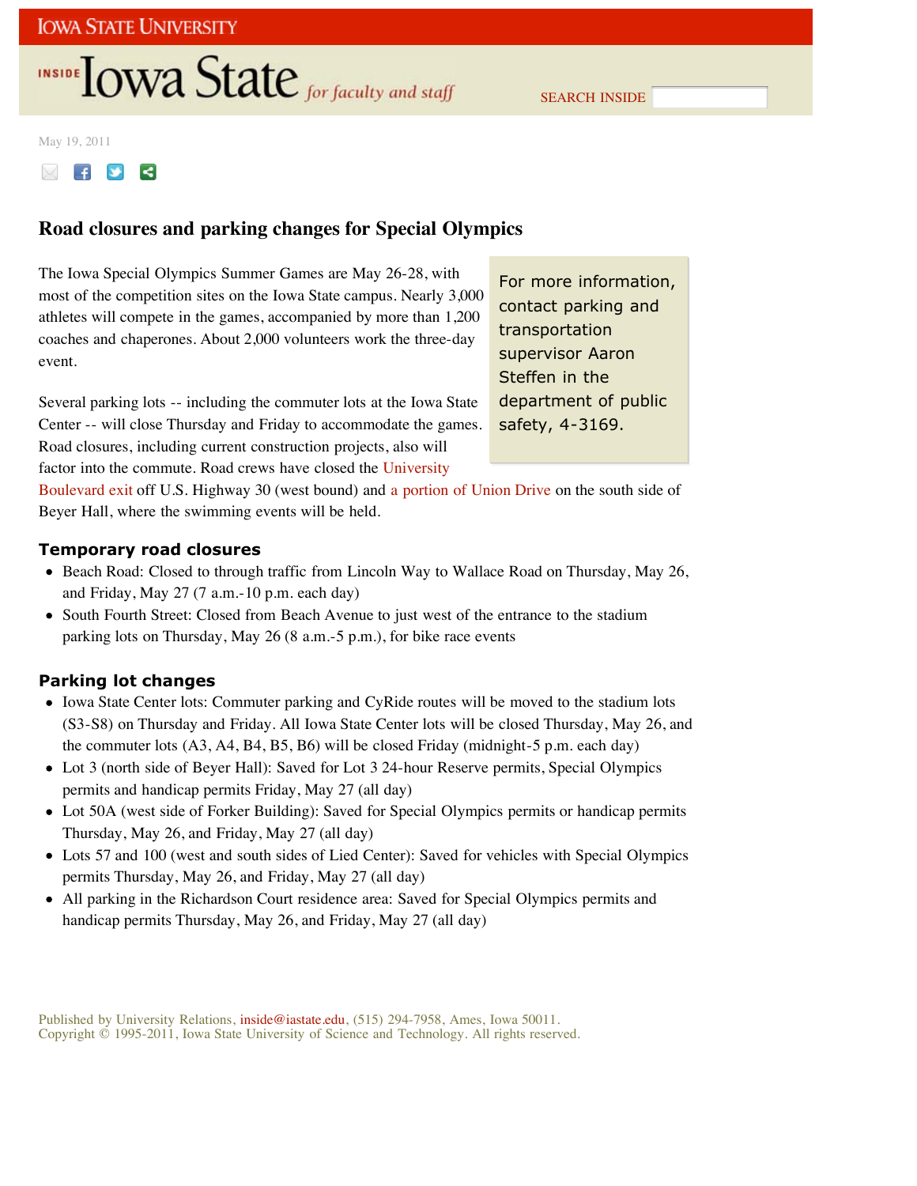May 19, 2011

# Road closures and parking changes for Special Olympics

For more information, contact parking and transportation supervisor Aaron Steffen in the department of public safety, 4-3169.

The Iowa Special Olympics Summer Games are May 26-28, with most of the competition sites on the Iowa State campus. Nearly 3,000 athletes will compete in the games, accompanied by more than 1,200 coaches and chaperones. About 2,000 volunteers work the three-day event.

Several parking lots -- including the commuter lots at the Iowa State Center -- will close Thursday and Friday to accommodate the games. Road closures, including current construction projects, also will factor into the commute. Road crews have closed the University Boulevard exit off U.S. Highway 30 (west bound) and a portion of Union Drive on the south side of Beyer Hall, where the swimming events will be held.

## Temporary road closures

- Beach Road: Closed to through traffic from Lincoln Way to Wallace Road on Thursday, May 26, and Friday, May 27 (7 a.m.-10 p.m. each day)
- South Fourth Street: Closed from Beach Avenue to just west of the entrance to the stadium parking lots on Thursday, May 26 (8 a.m.-5 p.m.), for bike race events

## Parking lot changes

- Iowa State Center lots: Commuter parking and CyRide routes will be moved to the stadium lots (S3-S8) on Thursday and Friday. All Iowa State Center lots will be closed Thursday, May 26, and the commuter lots (A3, A4, B4, B5, B6) will be closed Friday (midnight-5 p.m. each day)
- Lot 3 (north side of Beyer Hall): Saved for Lot 3 24-hour Reserve permits, Special Olympics permits and handicap permits Friday, May 27 (all day)
- Lot 50A (west side of Forker Building): Saved for Special Olympics permits or handicap permits Thursday, May 26, and Friday, May 27 (all day)
- Lots 57 and 100 (west and south sides of Lied Center): Saved for vehicles with Special Olympics permits Thursday, May 26, and Friday, May 27 (all day)
- All parking in the Richardson Court residence area: Saved for Special Olympics permits and handicap permits Thursday, May 26, and Friday, May 27 (all day)

Published by University Relations, inside@iastate.edu, (515) 294-7958, Ames, Iowa 50011.
Copyright © 1995-2011, Iowa State University of Science and Technology. All rights reserved.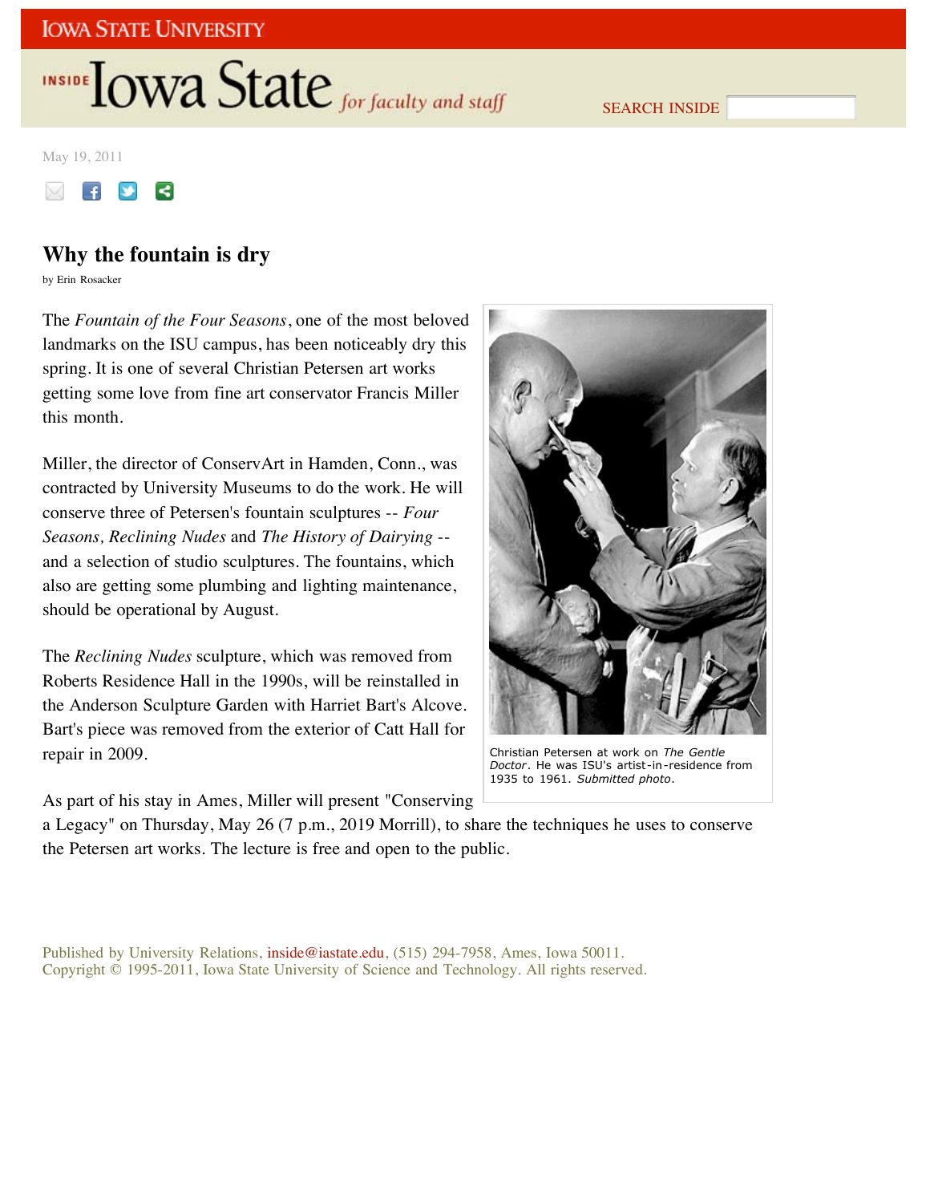May 19, 2011

# Why the fountain is dry

by Erin Rosacker

The *Fountain of the Four Seasons*, one of the most beloved landmarks on the ISU campus, has been noticeably dry this spring. It is one of several Christian Petersen art works getting some love from fine art conservator Francis Miller this month.

Miller, the director of ConservArt in Hamden, Conn., was contracted by University Museums to do the work. He will conserve three of Petersen's fountain sculptures -- *Four Seasons, Reclining Nudes* and *The History of Dairying* -- and a selection of studio sculptures. The fountains, which also are getting some plumbing and lighting maintenance, should be operational by August.

The *Reclining Nudes* sculpture, which was removed from Roberts Residence Hall in the 1990s, will be reinstalled in the Anderson Sculpture Garden with Harriet Bart's Alcove. Bart's piece was removed from the exterior of Catt Hall for repair in 2009.

Christian Petersen at work on *The Gentle Doctor*. He was ISU's artist-in-residence from 1935 to 1961. *Submitted photo*.

As part of his stay in Ames, Miller will present "Conserving a Legacy" on Thursday, May 26 (7 p.m., 2019 Morrill), to share the techniques he uses to conserve the Petersen art works. The lecture is free and open to the public.

Published by University Relations, inside@iastate.edu, (515) 294-7958, Ames, Iowa 50011.
Copyright © 1995-2011, Iowa State University of Science and Technology. All rights reserved.